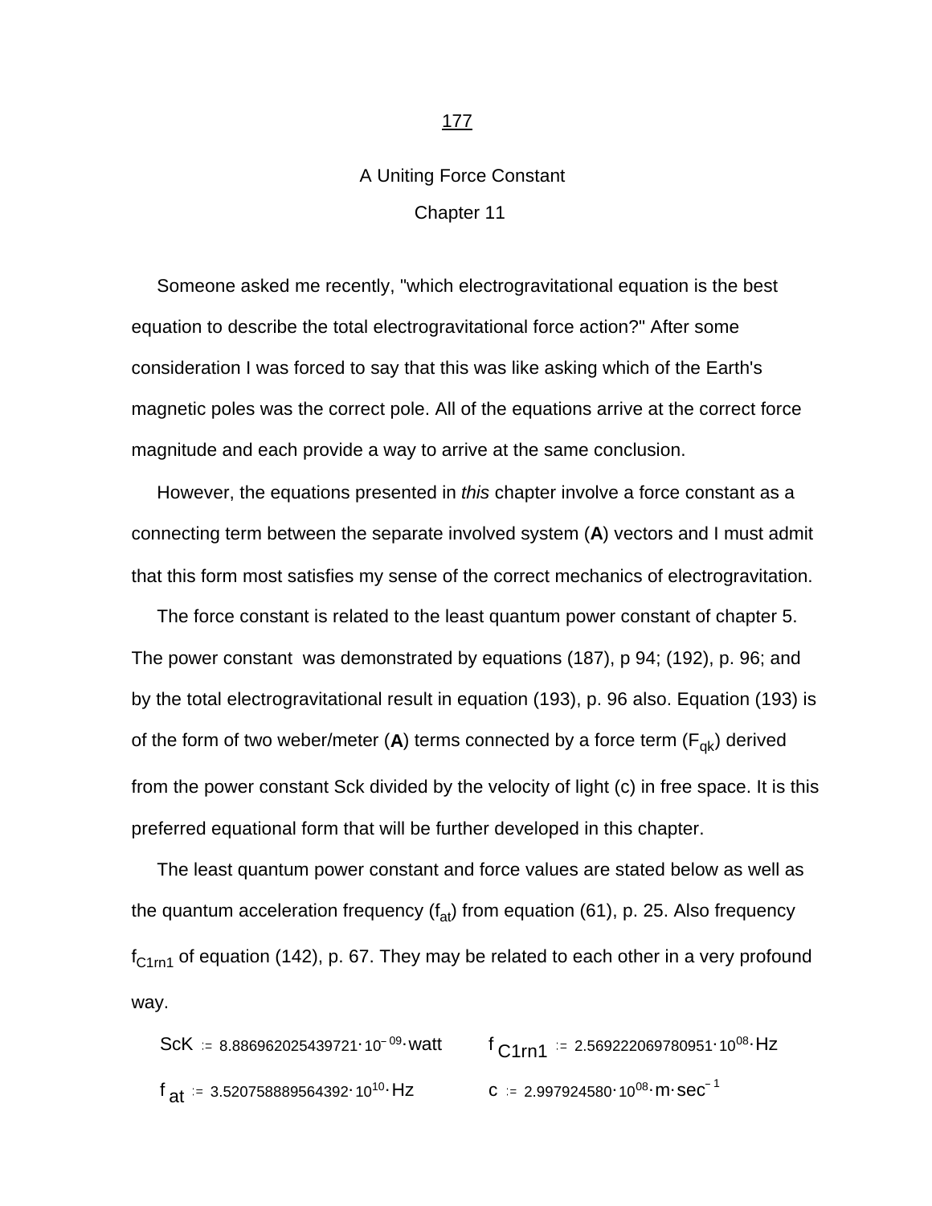# A Uniting Force Constant

## Chapter 11

Someone asked me recently, "which electrogravitational equation is the best equation to describe the total electrogravitational force action?" After some consideration I was forced to say that this was like asking which of the Earth's magnetic poles was the correct pole. All of the equations arrive at the correct force magnitude and each provide a way to arrive at the same conclusion.

However, the equations presented in *this* chapter involve a force constant as a connecting term between the separate involved system (**A**) vectors and I must admit that this form most satisfies my sense of the correct mechanics of electrogravitation.

The force constant is related to the least quantum power constant of chapter 5. The power constant was demonstrated by equations (187), p 94; (192), p. 96; and by the total electrogravitational result in equation (193), p. 96 also. Equation (193) is of the form of two weber/meter (**A**) terms connected by a force term ($F_{qk}$) derived from the power constant Sck divided by the velocity of light (c) in free space. It is this preferred equational form that will be further developed in this chapter.

The least quantum power constant and force values are stated below as well as the quantum acceleration frequency ($f_{at}$) from equation (61), p. 25. Also frequency $f_{C1rn1}$ of equation (142), p. 67. They may be related to each other in a very profound way.

$$ScK := 8.886962025439721 \cdot 10^{-09} \cdot watt \qquad f_{C1rn1} := 2.569222069780951 \cdot 10^{08} \cdot Hz$$

$$f_{at} := 3.520758889564392 \cdot 10^{10} \cdot Hz \qquad c := 2.997924580 \cdot 10^{08} \cdot m \cdot sec^{-1}$$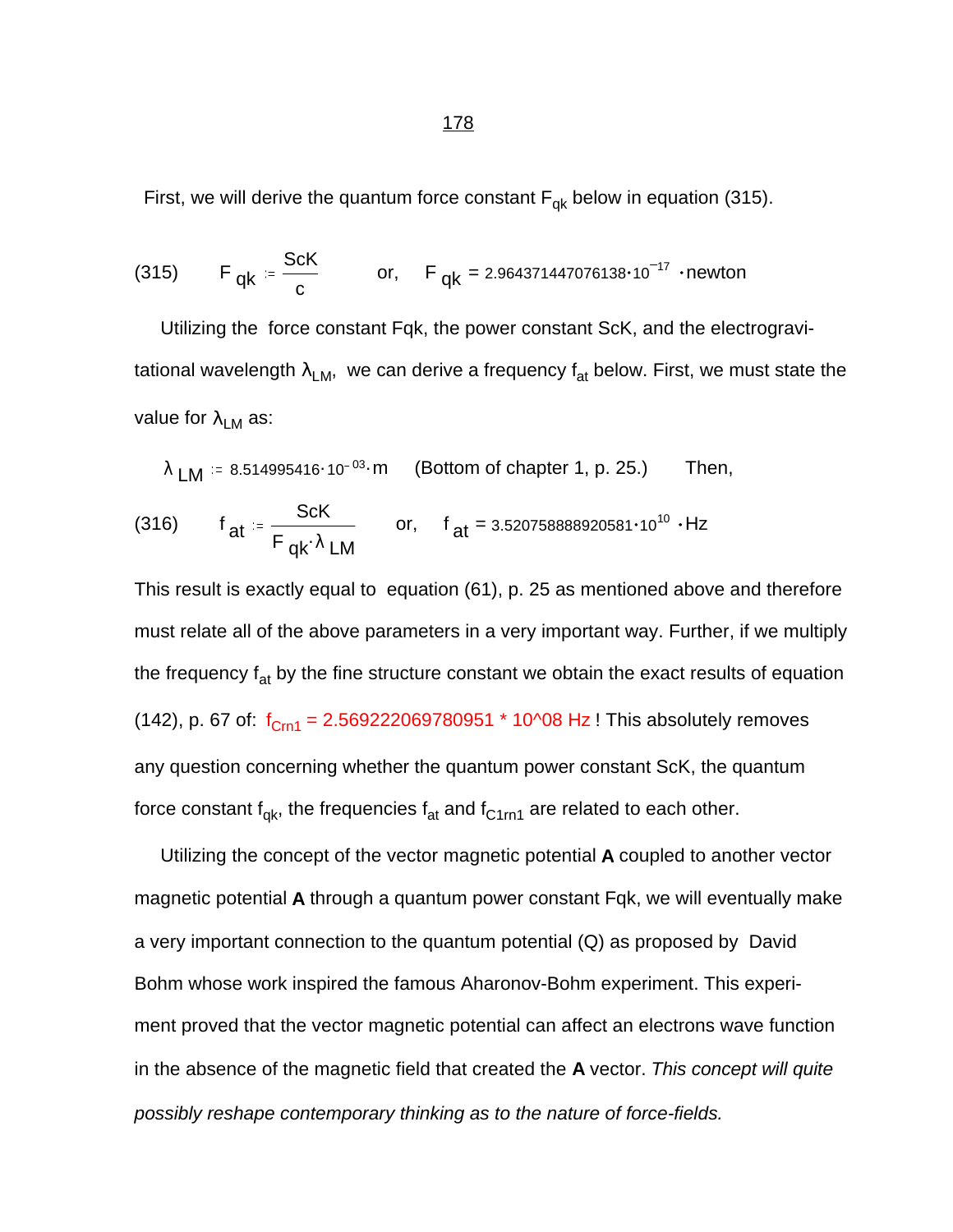First, we will derive the quantum force constant $F_{qk}$ below in equation (315).

$$(315) \qquad F_{qk} := \frac{ScK}{c} \qquad \text{or,} \qquad F_{qk} = 2.964371447076138 \cdot 10^{-17} \cdot \text{newton}$$

Utilizing the force constant Fqk, the power constant ScK, and the electrogravitational wavelength $\lambda_{LM}$, we can derive a frequency $f_{at}$ below. First, we must state the value for $\lambda_{LM}$ as:

$\lambda_{LM} := 8.514995416 \cdot 10^{-03} \cdot m$ (Bottom of chapter 1, p. 25.) Then,

$$(316) \qquad f_{at} := \frac{ScK}{F_{qk} \cdot \lambda_{LM}} \qquad \text{or,} \qquad f_{at} = 3.520758888920581 \cdot 10^{10} \cdot \text{Hz}$$

This result is exactly equal to equation (61), p. 25 as mentioned above and therefore must relate all of the above parameters in a very important way. Further, if we multiply the frequency $f_{at}$ by the fine structure constant we obtain the exact results of equation (142), p. 67 of: $f_{Crn1}$ = 2.569222069780951 * 10^08 Hz ! This absolutely removes any question concerning whether the quantum power constant ScK, the quantum force constant $f_{qk}$, the frequencies $f_{at}$ and $f_{C1rn1}$ are related to each other.

Utilizing the concept of the vector magnetic potential **A** coupled to another vector magnetic potential **A** through a quantum power constant Fqk, we will eventually make a very important connection to the quantum potential (Q) as proposed by David Bohm whose work inspired the famous Aharonov-Bohm experiment. This experiment proved that the vector magnetic potential can affect an electrons wave function in the absence of the magnetic field that created the **A** vector. *This concept will quite possibly reshape contemporary thinking as to the nature of force-fields.*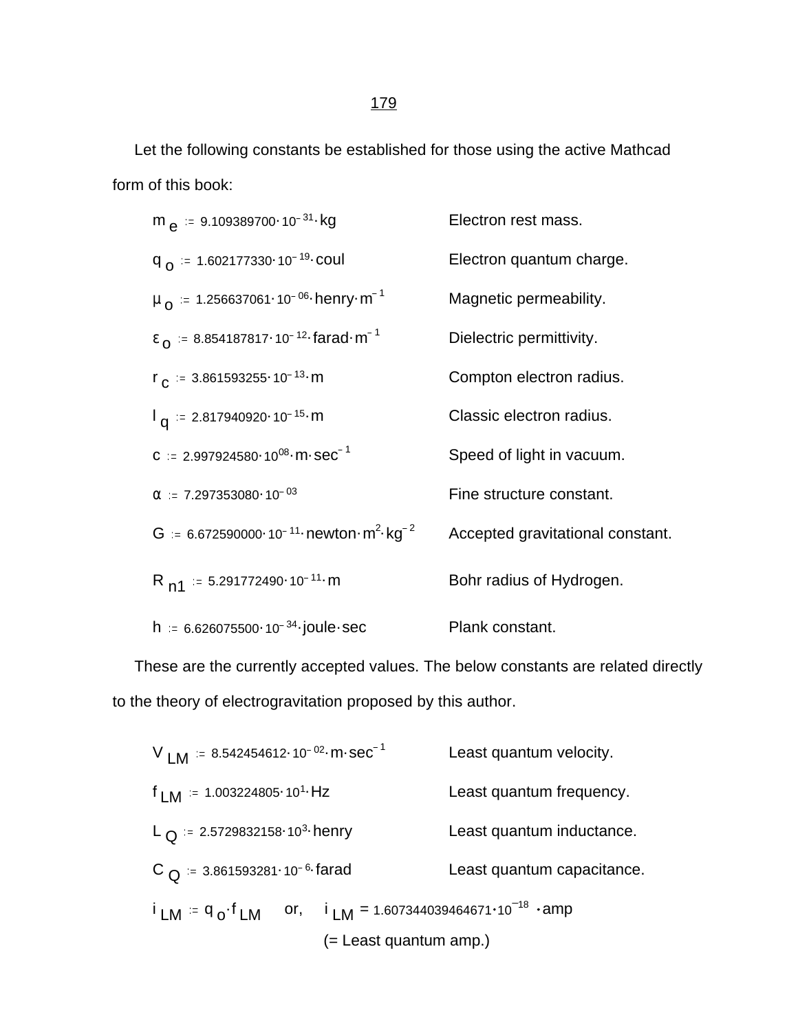Let the following constants be established for those using the active Mathcad form of this book:

| | |
|---|---|
| $m_e := 9.109389700 \cdot 10^{-31} \cdot kg$ | Electron rest mass. |
| $q_o := 1.602177330 \cdot 10^{-19} \cdot coul$ | Electron quantum charge. |
| $\mu_o := 1.256637061 \cdot 10^{-06} \cdot henry \cdot m^{-1}$ | Magnetic permeability. |
| $\varepsilon_o := 8.854187817 \cdot 10^{-12} \cdot farad \cdot m^{-1}$ | Dielectric permittivity. |
| $r_c := 3.861593255 \cdot 10^{-13} \cdot m$ | Compton electron radius. |
| $l_q := 2.817940920 \cdot 10^{-15} \cdot m$ | Classic electron radius. |
| $c := 2.997924580 \cdot 10^{08} \cdot m \cdot sec^{-1}$ | Speed of light in vacuum. |
| $\alpha := 7.297353080 \cdot 10^{-03}$ | Fine structure constant. |
| $G := 6.672590000 \cdot 10^{-11} \cdot newton \cdot m^2 \cdot kg^{-2}$ | Accepted gravitational constant. |
| $R_{n1} := 5.291772490 \cdot 10^{-11} \cdot m$ | Bohr radius of Hydrogen. |
| $h := 6.626075500 \cdot 10^{-34} \cdot joule \cdot sec$ | Plank constant. |

These are the currently accepted values. The below constants are related directly to the theory of electrogravitation proposed by this author.

| | |
|---|---|
| $V_{LM} := 8.542454612 \cdot 10^{-02} \cdot m \cdot sec^{-1}$ | Least quantum velocity. |
| $f_{LM} := 1.003224805 \cdot 10^{1} \cdot Hz$ | Least quantum frequency. |
| $L_Q := 2.5729832158 \cdot 10^{3} \cdot henry$ | Least quantum inductance. |
| $C_Q := 3.861593281 \cdot 10^{-6} \cdot farad$ | Least quantum capacitance. |

$i_{LM} := q_o \cdot f_{LM}$ or, $i_{LM} = 1.607344039464671 \cdot 10^{-18} \cdot amp$

(= Least quantum amp.)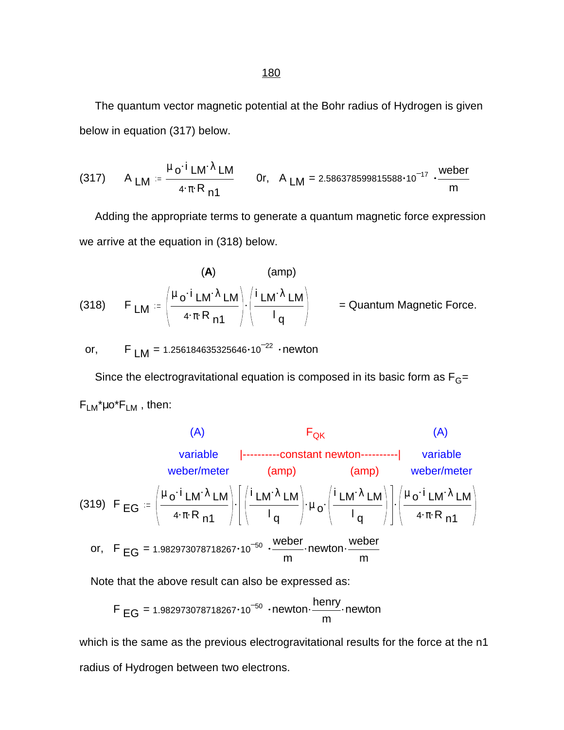The quantum vector magnetic potential at the Bohr radius of Hydrogen is given below in equation (317) below.

$$(317) \qquad A_{LM} := \frac{\mu_o \cdot i_{LM} \cdot \lambda_{LM}}{4 \cdot \pi \cdot R_{n1}} \qquad \text{0r,} \quad A_{LM} = 2.586378599815588 \cdot 10^{-17} \cdot \frac{\text{weber}}{\text{m}}$$

Adding the appropriate terms to generate a quantum magnetic force expression we arrive at the equation in (318) below.

$$(318) \qquad F_{LM} := \underset{(\mathbf{A})}{\left(\frac{\mu_o \cdot i_{LM} \cdot \lambda_{LM}}{4 \cdot \pi \cdot R_{n1}}\right)} \cdot \underset{(\text{amp})}{\left(\frac{i_{LM} \cdot \lambda_{LM}}{l_q}\right)} \qquad = \text{Quantum Magnetic Force.}$$

$$\text{or,} \qquad F_{LM} = 1.256184635325646 \cdot 10^{-22} \cdot \text{newton}$$

Since the electrogravitational equation is composed in its basic form as $F_G = F_{LM} * \mu o * F_{LM}$ , then:

(A) variable weber/meter — $F_{QK}$ |----------constant newton----------| (amp) (amp) — (A) variable weber/meter

$$(319) \quad F_{EG} := \left(\frac{\mu_o \cdot i_{LM} \cdot \lambda_{LM}}{4 \cdot \pi \cdot R_{n1}}\right) \cdot \left[\left(\frac{i_{LM} \cdot \lambda_{LM}}{l_q}\right) \cdot \mu_o \cdot \left(\frac{i_{LM} \cdot \lambda_{LM}}{l_q}\right)\right] \cdot \left(\frac{\mu_o \cdot i_{LM} \cdot \lambda_{LM}}{4 \cdot \pi \cdot R_{n1}}\right)$$

$$\text{or,} \quad F_{EG} = 1.982973078718267 \cdot 10^{-50} \cdot \frac{\text{weber}}{\text{m}} \cdot \text{newton} \cdot \frac{\text{weber}}{\text{m}}$$

Note that the above result can also be expressed as:

$$F_{EG} = 1.982973078718267 \cdot 10^{-50} \cdot \text{newton} \cdot \frac{\text{henry}}{\text{m}} \cdot \text{newton}$$

which is the same as the previous electrogravitational results for the force at the n1 radius of Hydrogen between two electrons.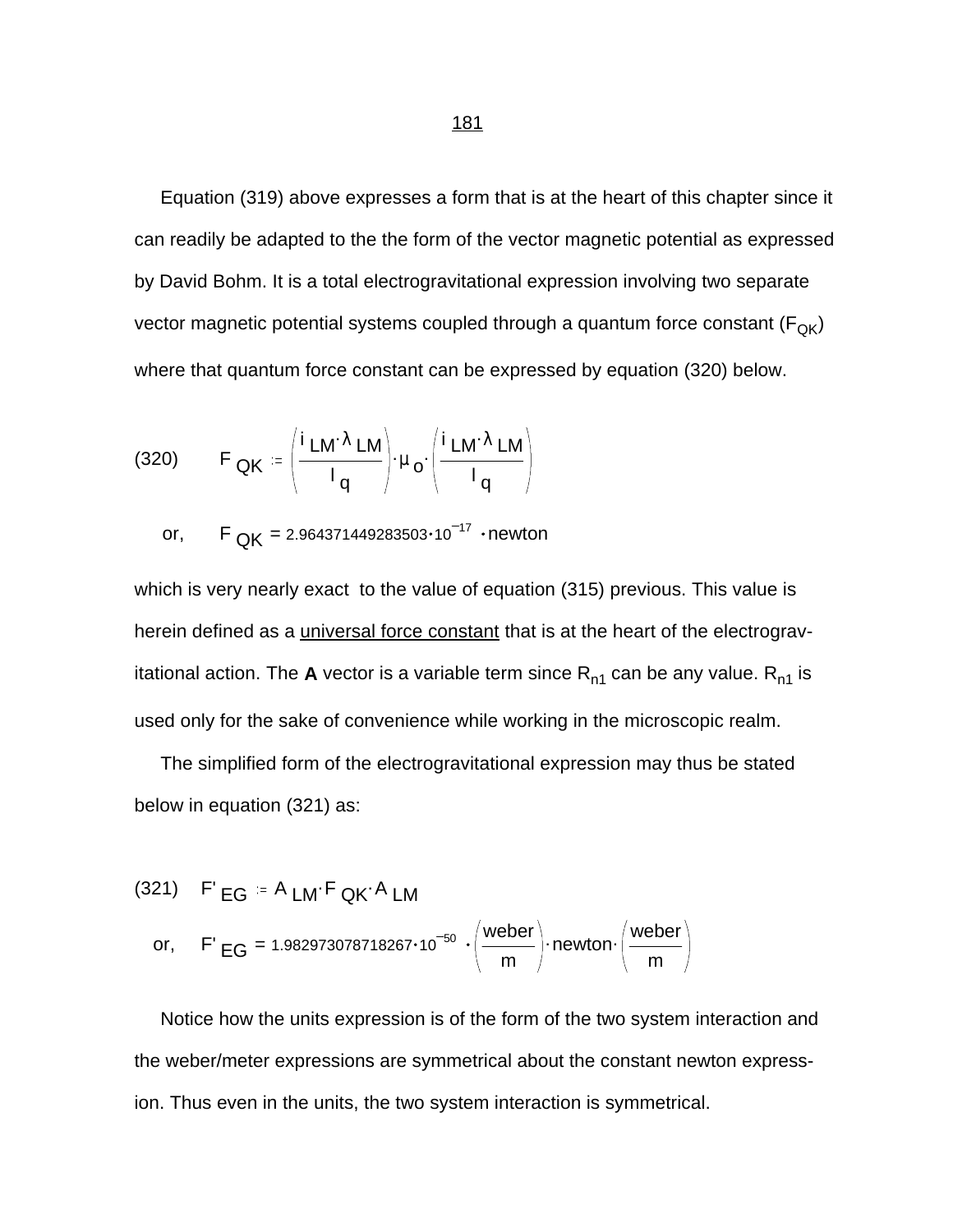Equation (319) above expresses a form that is at the heart of this chapter since it can readily be adapted to the the form of the vector magnetic potential as expressed by David Bohm. It is a total electrogravitational expression involving two separate vector magnetic potential systems coupled through a quantum force constant ($F_{QK}$) where that quantum force constant can be expressed by equation (320) below.

$$(320) \qquad F_{QK} := \left(\frac{i_{LM} \cdot \lambda_{LM}}{l_q}\right) \cdot \mu_o \cdot \left(\frac{i_{LM} \cdot \lambda_{LM}}{l_q}\right)$$

$$\text{or,} \qquad F_{QK} = 2.964371449283503 \cdot 10^{-17} \cdot \text{newton}$$

which is very nearly exact to the value of equation (315) previous. This value is herein defined as a universal force constant that is at the heart of the electrogravitational action. The **A** vector is a variable term since $R_{n1}$ can be any value. $R_{n1}$ is used only for the sake of convenience while working in the microscopic realm.

The simplified form of the electrogravitational expression may thus be stated below in equation (321) as:

$$(321) \quad F'_{EG} := A_{LM} \cdot F_{QK} \cdot A_{LM}$$

$$\text{or,} \quad F'_{EG} = 1.982973078718267 \cdot 10^{-50} \cdot \left(\frac{\text{weber}}{\text{m}}\right) \cdot \text{newton} \cdot \left(\frac{\text{weber}}{\text{m}}\right)$$

Notice how the units expression is of the form of the two system interaction and the weber/meter expressions are symmetrical about the constant newton expression. Thus even in the units, the two system interaction is symmetrical.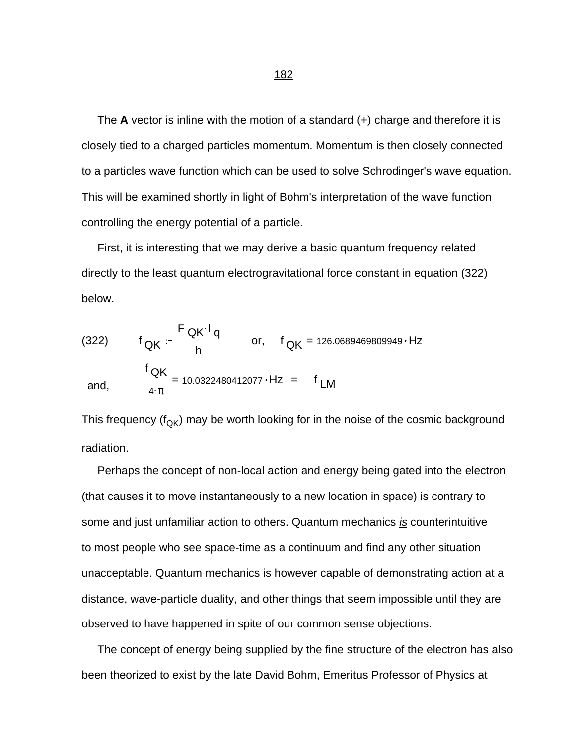The **A** vector is inline with the motion of a standard (+) charge and therefore it is closely tied to a charged particles momentum. Momentum is then closely connected to a particles wave function which can be used to solve Schrodinger's wave equation. This will be examined shortly in light of Bohm's interpretation of the wave function controlling the energy potential of a particle.

First, it is interesting that we may derive a basic quantum frequency related directly to the least quantum electrogravitational force constant in equation (322) below.

$$(322) \qquad f_{QK} := \frac{F_{QK} \cdot l_q}{h} \qquad \text{or,} \qquad f_{QK} = 126.0689469809949 \cdot Hz$$

$$\text{and,} \qquad \frac{f_{QK}}{4 \cdot \pi} = 10.0322480412077 \cdot Hz \;=\; f_{LM}$$

This frequency ($f_{QK}$) may be worth looking for in the noise of the cosmic background radiation.

Perhaps the concept of non-local action and energy being gated into the electron (that causes it to move instantaneously to a new location in space) is contrary to some and just unfamiliar action to others. Quantum mechanics *is* counterintuitive to most people who see space-time as a continuum and find any other situation unacceptable. Quantum mechanics is however capable of demonstrating action at a distance, wave-particle duality, and other things that seem impossible until they are observed to have happened in spite of our common sense objections.

The concept of energy being supplied by the fine structure of the electron has also been theorized to exist by the late David Bohm, Emeritus Professor of Physics at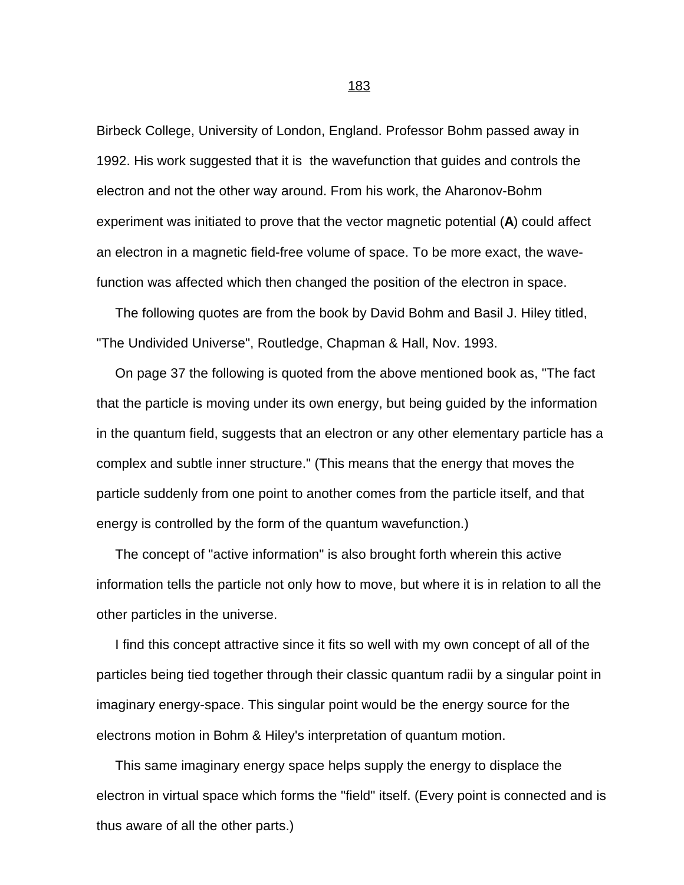Birbeck College, University of London, England. Professor Bohm passed away in 1992. His work suggested that it is the wavefunction that guides and controls the electron and not the other way around. From his work, the Aharonov-Bohm experiment was initiated to prove that the vector magnetic potential (**A**) could affect an electron in a magnetic field-free volume of space. To be more exact, the wave-function was affected which then changed the position of the electron in space.

The following quotes are from the book by David Bohm and Basil J. Hiley titled, "The Undivided Universe", Routledge, Chapman & Hall, Nov. 1993.

On page 37 the following is quoted from the above mentioned book as, "The fact that the particle is moving under its own energy, but being guided by the information in the quantum field, suggests that an electron or any other elementary particle has a complex and subtle inner structure." (This means that the energy that moves the particle suddenly from one point to another comes from the particle itself, and that energy is controlled by the form of the quantum wavefunction.)

The concept of "active information" is also brought forth wherein this active information tells the particle not only how to move, but where it is in relation to all the other particles in the universe.

I find this concept attractive since it fits so well with my own concept of all of the particles being tied together through their classic quantum radii by a singular point in imaginary energy-space. This singular point would be the energy source for the electrons motion in Bohm & Hiley's interpretation of quantum motion.

This same imaginary energy space helps supply the energy to displace the electron in virtual space which forms the "field" itself. (Every point is connected and is thus aware of all the other parts.)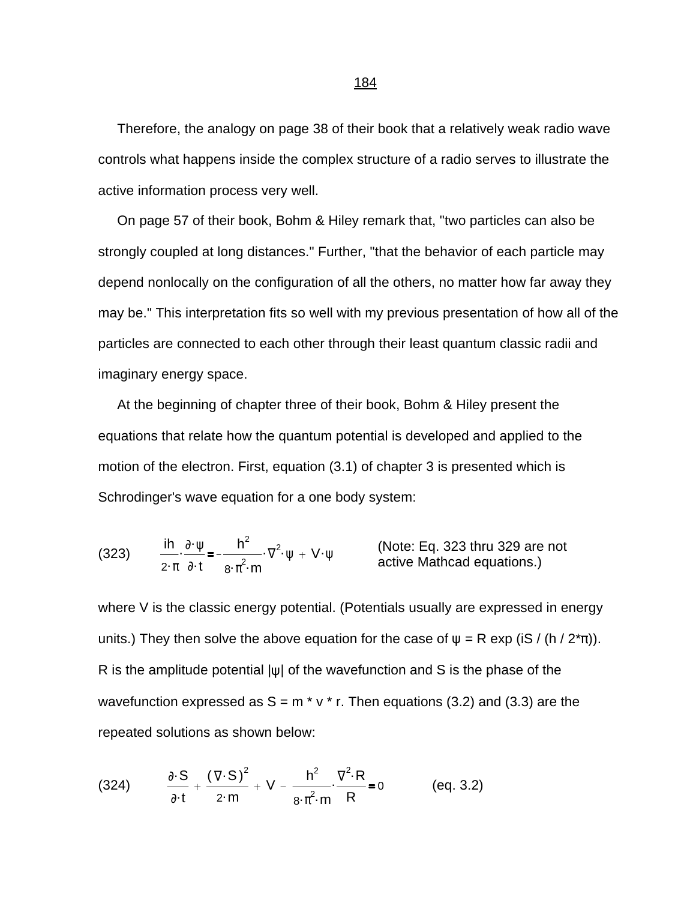Therefore, the analogy on page 38 of their book that a relatively weak radio wave controls what happens inside the complex structure of a radio serves to illustrate the active information process very well.

On page 57 of their book, Bohm & Hiley remark that, "two particles can also be strongly coupled at long distances." Further, "that the behavior of each particle may depend nonlocally on the configuration of all the others, no matter how far away they may be." This interpretation fits so well with my previous presentation of how all of the particles are connected to each other through their least quantum classic radii and imaginary energy space.

At the beginning of chapter three of their book, Bohm & Hiley present the equations that relate how the quantum potential is developed and applied to the motion of the electron. First, equation (3.1) of chapter 3 is presented which is Schrodinger's wave equation for a one body system:

(323) $$\frac{ih}{2\cdot\pi}\cdot\frac{\partial\cdot\psi}{\partial\cdot t} = -\frac{h^2}{8\cdot\pi^2\cdot m}\cdot\nabla^2\cdot\psi + V\cdot\psi$$ (Note: Eq. 323 thru 329 are not active Mathcad equations.)

where V is the classic energy potential. (Potentials usually are expressed in energy units.) They then solve the above equation for the case of $\psi = R \exp(iS / (h / 2*\pi))$. R is the amplitude potential $|\psi|$ of the wavefunction and S is the phase of the wavefunction expressed as $S = m * v * r$. Then equations (3.2) and (3.3) are the repeated solutions as shown below:

(324) $$\frac{\partial\cdot S}{\partial\cdot t} + \frac{(\nabla\cdot S)^2}{2\cdot m} + V - \frac{h^2}{8\cdot\pi^2\cdot m}\cdot\frac{\nabla^2\cdot R}{R} = 0$$ (eq. 3.2)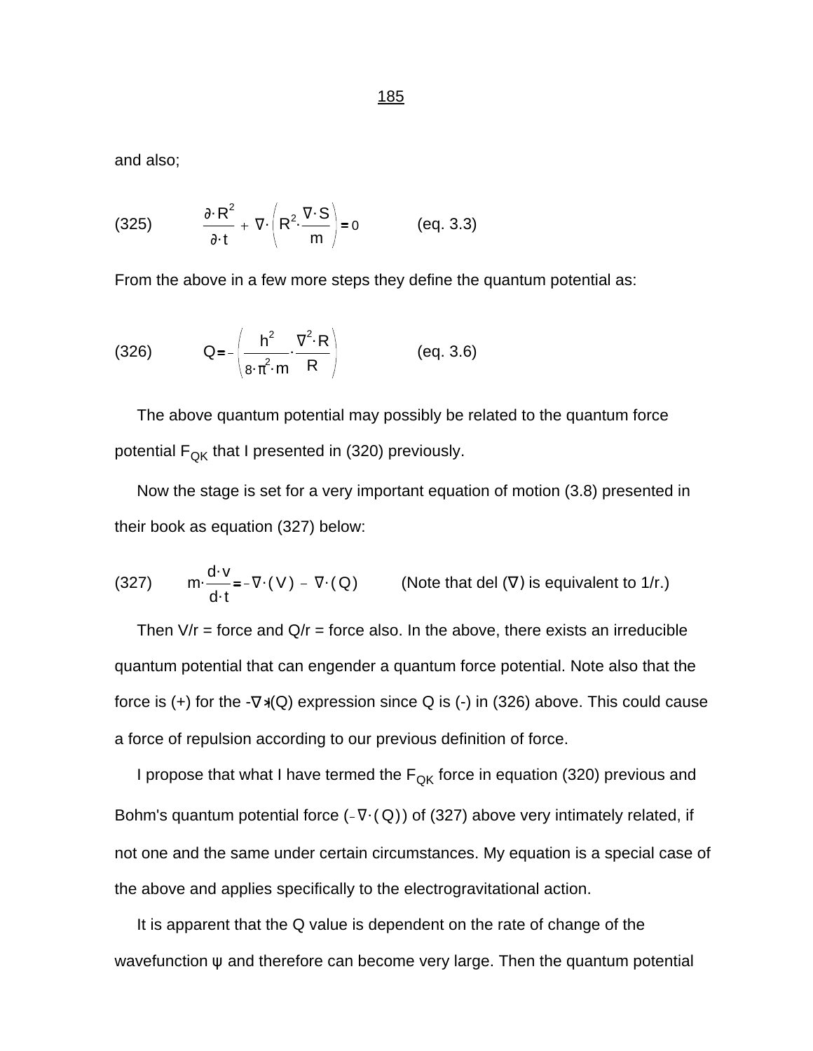and also;

$$\frac{\partial \cdot R^2}{\partial \cdot t} + \nabla \cdot \left( R^2 \cdot \frac{\nabla \cdot S}{m} \right) = 0 \qquad (325) \qquad \text{(eq. 3.3)}$$

From the above in a few more steps they define the quantum potential as:

$$Q = -\left( \frac{h^2}{8 \cdot \pi^2 \cdot m} \cdot \frac{\nabla^2 \cdot R}{R} \right) \qquad (326) \qquad \text{(eq. 3.6)}$$

The above quantum potential may possibly be related to the quantum force potential $F_{QK}$ that I presented in (320) previously.

Now the stage is set for a very important equation of motion (3.8) presented in their book as equation (327) below:

$$m \cdot \frac{d \cdot v}{d \cdot t} = -\nabla \cdot (V) - \nabla \cdot (Q) \qquad (327)$$

(Note that del ($\nabla$) is equivalent to 1/r.)

Then V/r = force and Q/r = force also. In the above, there exists an irreducible quantum potential that can engender a quantum force potential. Note also that the force is (+) for the $-\nabla \cdot (Q)$ expression since Q is (-) in (326) above. This could cause a force of repulsion according to our previous definition of force.

I propose that what I have termed the $F_{QK}$ force in equation (320) previous and Bohm's quantum potential force ($-\nabla \cdot (Q)$) of (327) above very intimately related, if not one and the same under certain circumstances. My equation is a special case of the above and applies specifically to the electrogravitational action.

It is apparent that the Q value is dependent on the rate of change of the wavefunction ψ and therefore can become very large. Then the quantum potential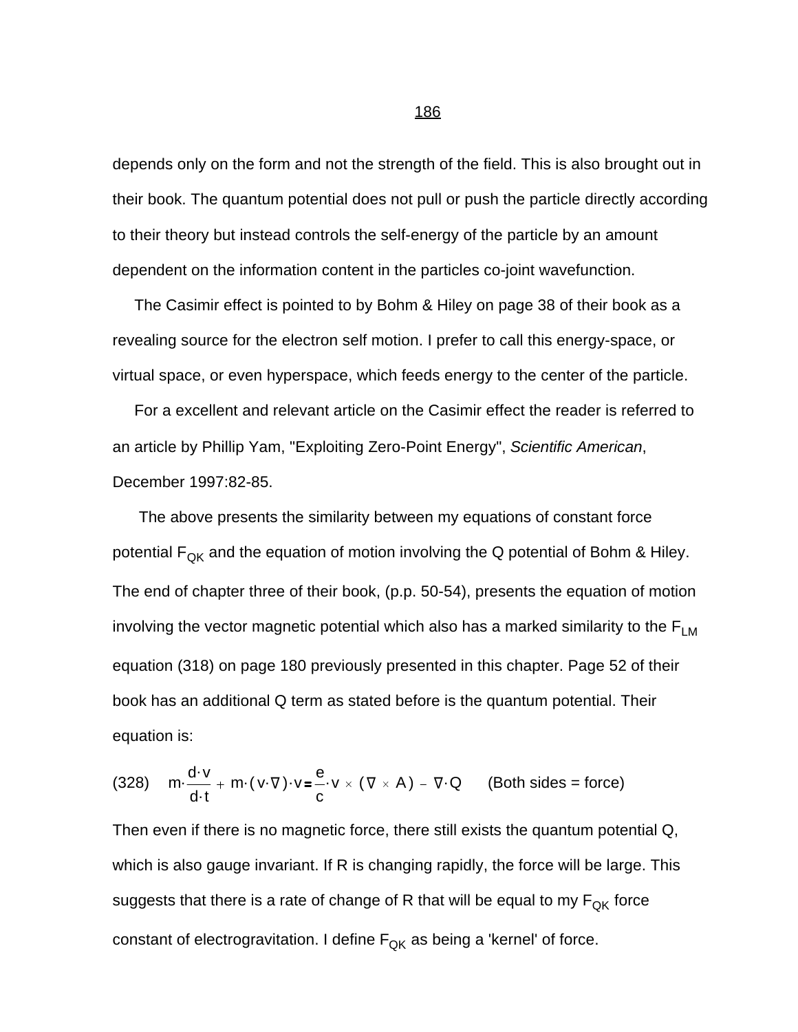depends only on the form and not the strength of the field. This is also brought out in their book. The quantum potential does not pull or push the particle directly according to their theory but instead controls the self-energy of the particle by an amount dependent on the information content in the particles co-joint wavefunction.

The Casimir effect is pointed to by Bohm & Hiley on page 38 of their book as a revealing source for the electron self motion. I prefer to call this energy-space, or virtual space, or even hyperspace, which feeds energy to the center of the particle.

For a excellent and relevant article on the Casimir effect the reader is referred to an article by Phillip Yam, "Exploiting Zero-Point Energy", *Scientific American*, December 1997:82-85.

The above presents the similarity between my equations of constant force potential $F_{QK}$ and the equation of motion involving the Q potential of Bohm & Hiley. The end of chapter three of their book, (p.p. 50-54), presents the equation of motion involving the vector magnetic potential which also has a marked similarity to the $F_{LM}$ equation (318) on page 180 previously presented in this chapter. Page 52 of their book has an additional Q term as stated before is the quantum potential. Their equation is:

(328) $$m \cdot \frac{d \cdot v}{d \cdot t} + m \cdot (v \cdot \nabla) \cdot v = \frac{e}{c} \cdot v \times (\nabla \times A) - \nabla \cdot Q$$ (Both sides = force)

Then even if there is no magnetic force, there still exists the quantum potential Q, which is also gauge invariant. If R is changing rapidly, the force will be large. This suggests that there is a rate of change of R that will be equal to my $F_{QK}$ force constant of electrogravitation. I define $F_{QK}$ as being a 'kernel' of force.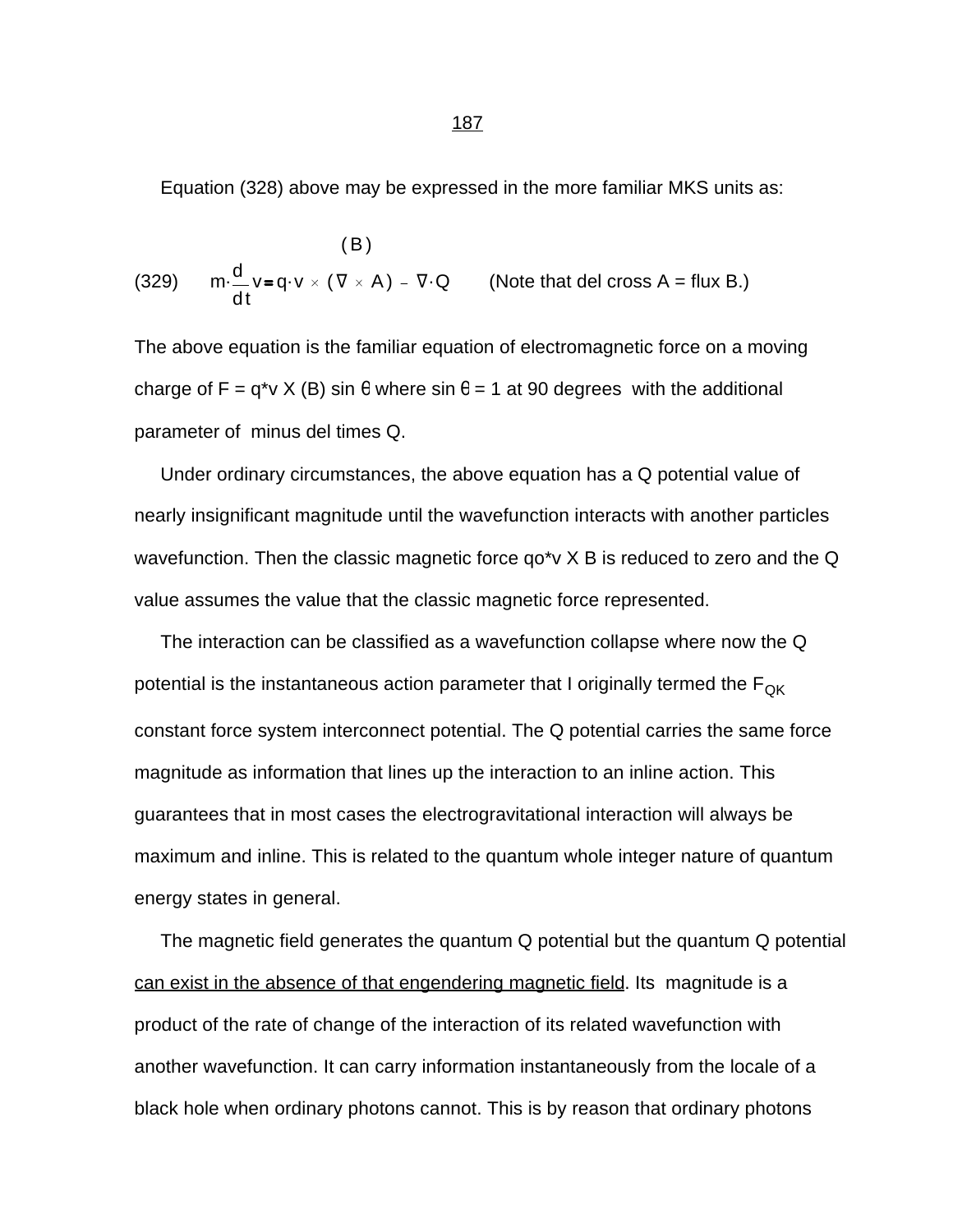Equation (328) above may be expressed in the more familiar MKS units as:

$$\text{(329)} \qquad m \cdot \frac{d}{dt} v = q \cdot v \times \overset{(B)}{(\nabla \times A)} - \nabla \cdot Q \qquad \text{(Note that del cross A = flux B.)}$$

The above equation is the familiar equation of electromagnetic force on a moving charge of F = q*v X (B) sin θ where sin θ = 1 at 90 degrees with the additional parameter of minus del times Q.

Under ordinary circumstances, the above equation has a Q potential value of nearly insignificant magnitude until the wavefunction interacts with another particles wavefunction. Then the classic magnetic force qo*v X B is reduced to zero and the Q value assumes the value that the classic magnetic force represented.

The interaction can be classified as a wavefunction collapse where now the Q potential is the instantaneous action parameter that I originally termed the $F_{QK}$ constant force system interconnect potential. The Q potential carries the same force magnitude as information that lines up the interaction to an inline action. This guarantees that in most cases the electrogravitational interaction will always be maximum and inline. This is related to the quantum whole integer nature of quantum energy states in general.

The magnetic field generates the quantum Q potential but the quantum Q potential <u>can exist in the absence of that engendering magnetic field</u>. Its magnitude is a product of the rate of change of the interaction of its related wavefunction with another wavefunction. It can carry information instantaneously from the locale of a black hole when ordinary photons cannot. This is by reason that ordinary photons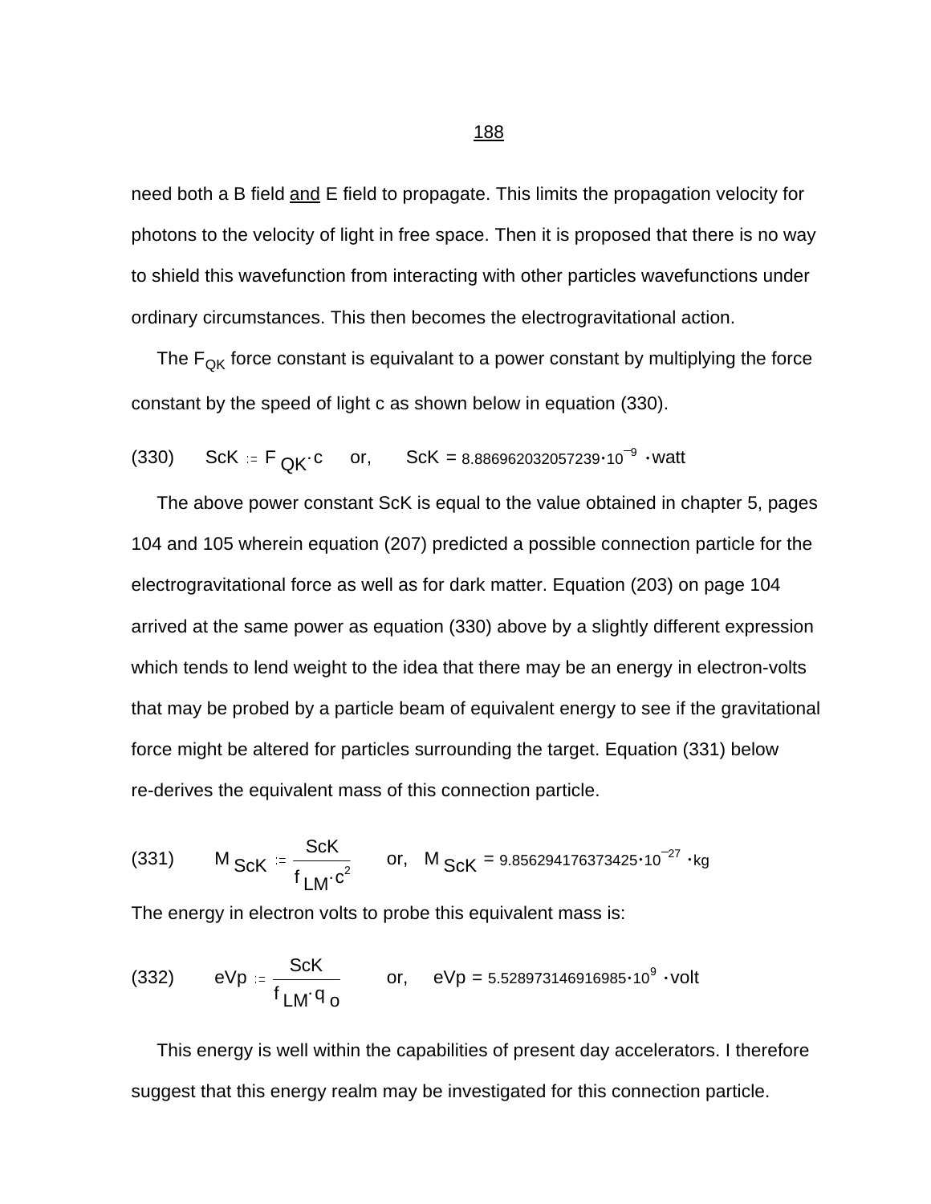need both a B field <u>and</u> E field to propagate. This limits the propagation velocity for photons to the velocity of light in free space. Then it is proposed that there is no way to shield this wavefunction from interacting with other particles wavefunctions under ordinary circumstances. This then becomes the electrogravitational action.

The $F_{QK}$ force constant is equivalant to a power constant by multiplying the force constant by the speed of light c as shown below in equation (330).

(330) $\quad ScK := F_{QK} \cdot c \quad$ or, $\quad ScK = 8.886962032057239 \cdot 10^{-9} \cdot watt$

The above power constant ScK is equal to the value obtained in chapter 5, pages 104 and 105 wherein equation (207) predicted a possible connection particle for the electrogravitational force as well as for dark matter. Equation (203) on page 104 arrived at the same power as equation (330) above by a slightly different expression which tends to lend weight to the idea that there may be an energy in electron-volts that may be probed by a particle beam of equivalent energy to see if the gravitational force might be altered for particles surrounding the target. Equation (331) below re-derives the equivalent mass of this connection particle.

(331) $\quad M_{ScK} := \dfrac{ScK}{f_{LM} \cdot c^2} \quad$ or, $\quad M_{ScK} = 9.856294176373425 \cdot 10^{-27} \cdot kg$

The energy in electron volts to probe this equivalent mass is:

(332) $\quad eVp := \dfrac{ScK}{f_{LM} \cdot q_o} \quad$ or, $\quad eVp = 5.528973146916985 \cdot 10^{9} \cdot volt$

This energy is well within the capabilities of present day accelerators. I therefore suggest that this energy realm may be investigated for this connection particle.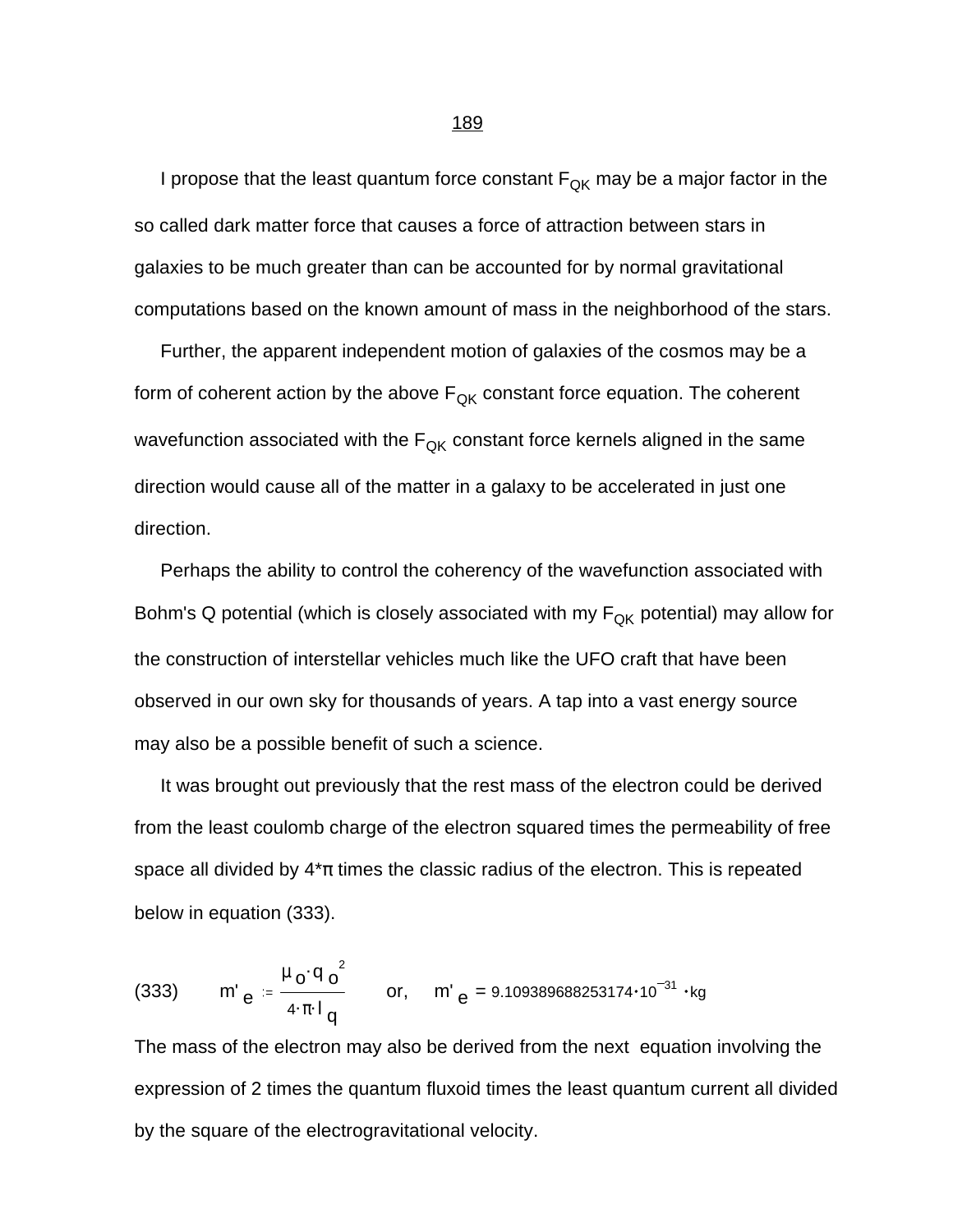I propose that the least quantum force constant $F_{QK}$ may be a major factor in the so called dark matter force that causes a force of attraction between stars in galaxies to be much greater than can be accounted for by normal gravitational computations based on the known amount of mass in the neighborhood of the stars.

Further, the apparent independent motion of galaxies of the cosmos may be a form of coherent action by the above $F_{QK}$ constant force equation. The coherent wavefunction associated with the $F_{QK}$ constant force kernels aligned in the same direction would cause all of the matter in a galaxy to be accelerated in just one direction.

Perhaps the ability to control the coherency of the wavefunction associated with Bohm's Q potential (which is closely associated with my $F_{QK}$ potential) may allow for the construction of interstellar vehicles much like the UFO craft that have been observed in our own sky for thousands of years. A tap into a vast energy source may also be a possible benefit of such a science.

It was brought out previously that the rest mass of the electron could be derived from the least coulomb charge of the electron squared times the permeability of free space all divided by 4*π times the classic radius of the electron. This is repeated below in equation (333).

$$(333) \qquad m'_e := \frac{\mu_o \cdot q_o^2}{4 \cdot \pi \cdot l_q} \qquad \text{or,} \qquad m'_e = 9.109389688253174 \cdot 10^{-31} \cdot kg$$

The mass of the electron may also be derived from the next equation involving the expression of 2 times the quantum fluxoid times the least quantum current all divided by the square of the electrogravitational velocity.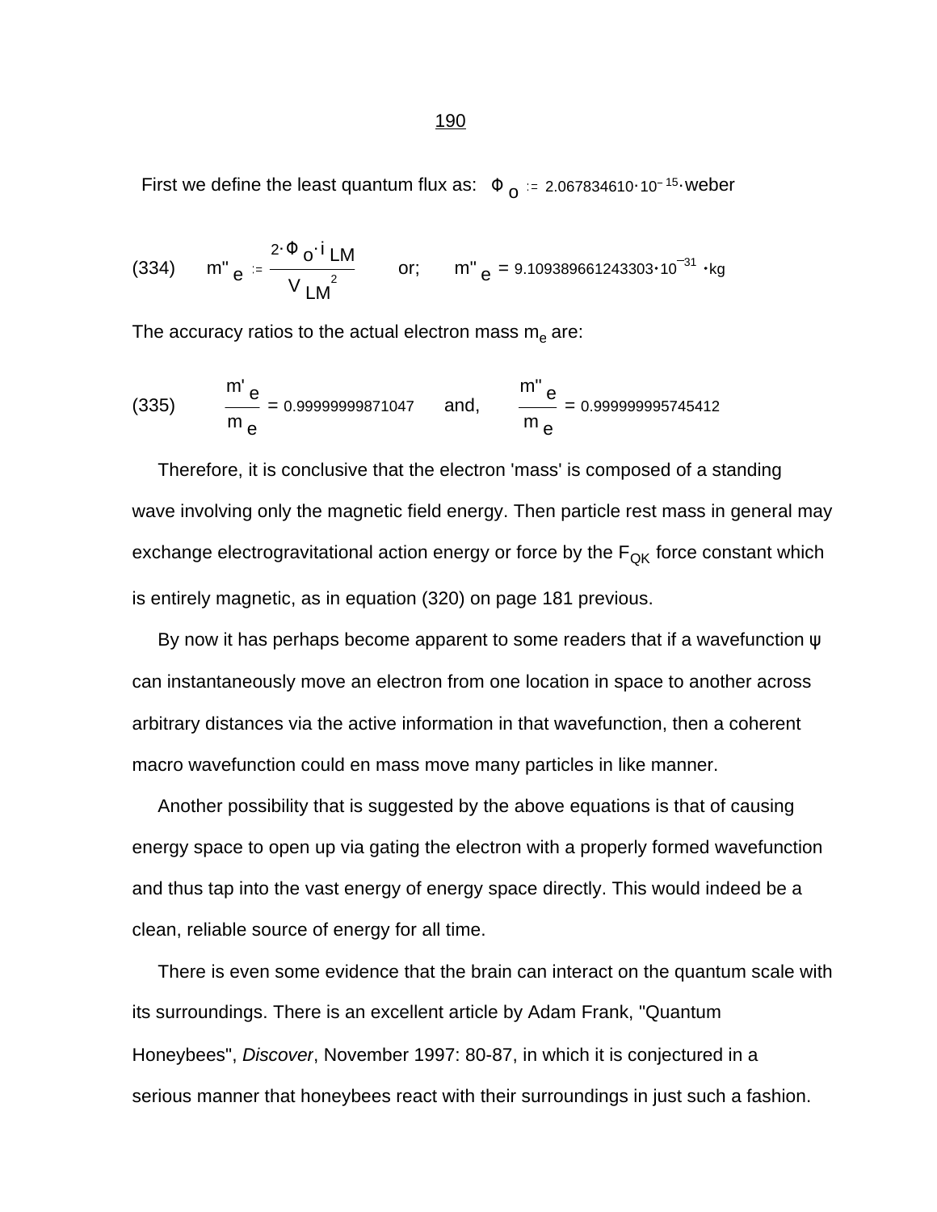First we define the least quantum flux as: $\Phi_o := 2.067834610 \cdot 10^{-15} \cdot \text{weber}$

(334) $$m''_e := \frac{2 \cdot \Phi_o \cdot i_{LM}}{V_{LM}^2} \qquad \text{or;} \qquad m''_e = 9.109389661243303 \cdot 10^{-31} \cdot \text{kg}$$

The accuracy ratios to the actual electron mass $m_e$ are:

(335) $$\frac{m'_e}{m_e} = 0.99999999871047 \qquad \text{and,} \qquad \frac{m''_e}{m_e} = 0.999999995745412$$

Therefore, it is conclusive that the electron 'mass' is composed of a standing wave involving only the magnetic field energy. Then particle rest mass in general may exchange electrogravitational action energy or force by the $F_{QK}$ force constant which is entirely magnetic, as in equation (320) on page 181 previous.

By now it has perhaps become apparent to some readers that if a wavefunction ψ can instantaneously move an electron from one location in space to another across arbitrary distances via the active information in that wavefunction, then a coherent macro wavefunction could en mass move many particles in like manner.

Another possibility that is suggested by the above equations is that of causing energy space to open up via gating the electron with a properly formed wavefunction and thus tap into the vast energy of energy space directly. This would indeed be a clean, reliable source of energy for all time.

There is even some evidence that the brain can interact on the quantum scale with its surroundings. There is an excellent article by Adam Frank, "Quantum Honeybees", *Discover*, November 1997: 80-87, in which it is conjectured in a serious manner that honeybees react with their surroundings in just such a fashion.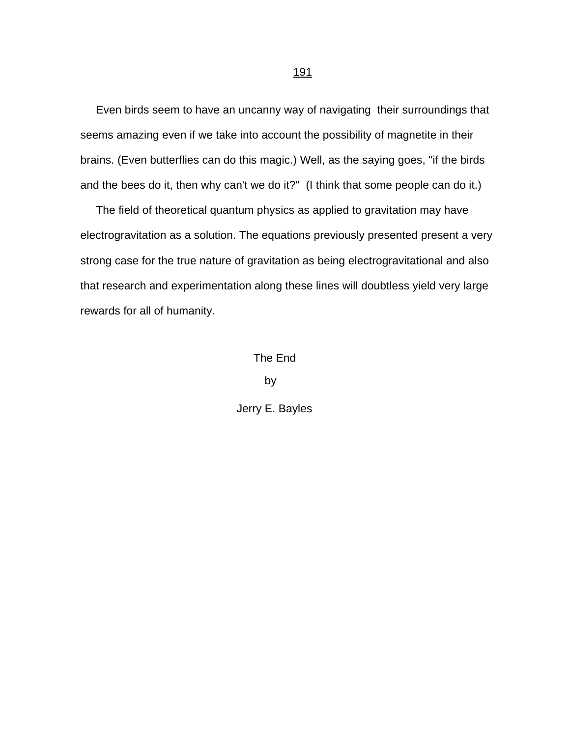Even birds seem to have an uncanny way of navigating their surroundings that seems amazing even if we take into account the possibility of magnetite in their brains. (Even butterflies can do this magic.) Well, as the saying goes, "if the birds and the bees do it, then why can't we do it?" (I think that some people can do it.)

The field of theoretical quantum physics as applied to gravitation may have electrogravitation as a solution. The equations previously presented present a very strong case for the true nature of gravitation as being electrogravitational and also that research and experimentation along these lines will doubtless yield very large rewards for all of humanity.

The End

by

Jerry E. Bayles